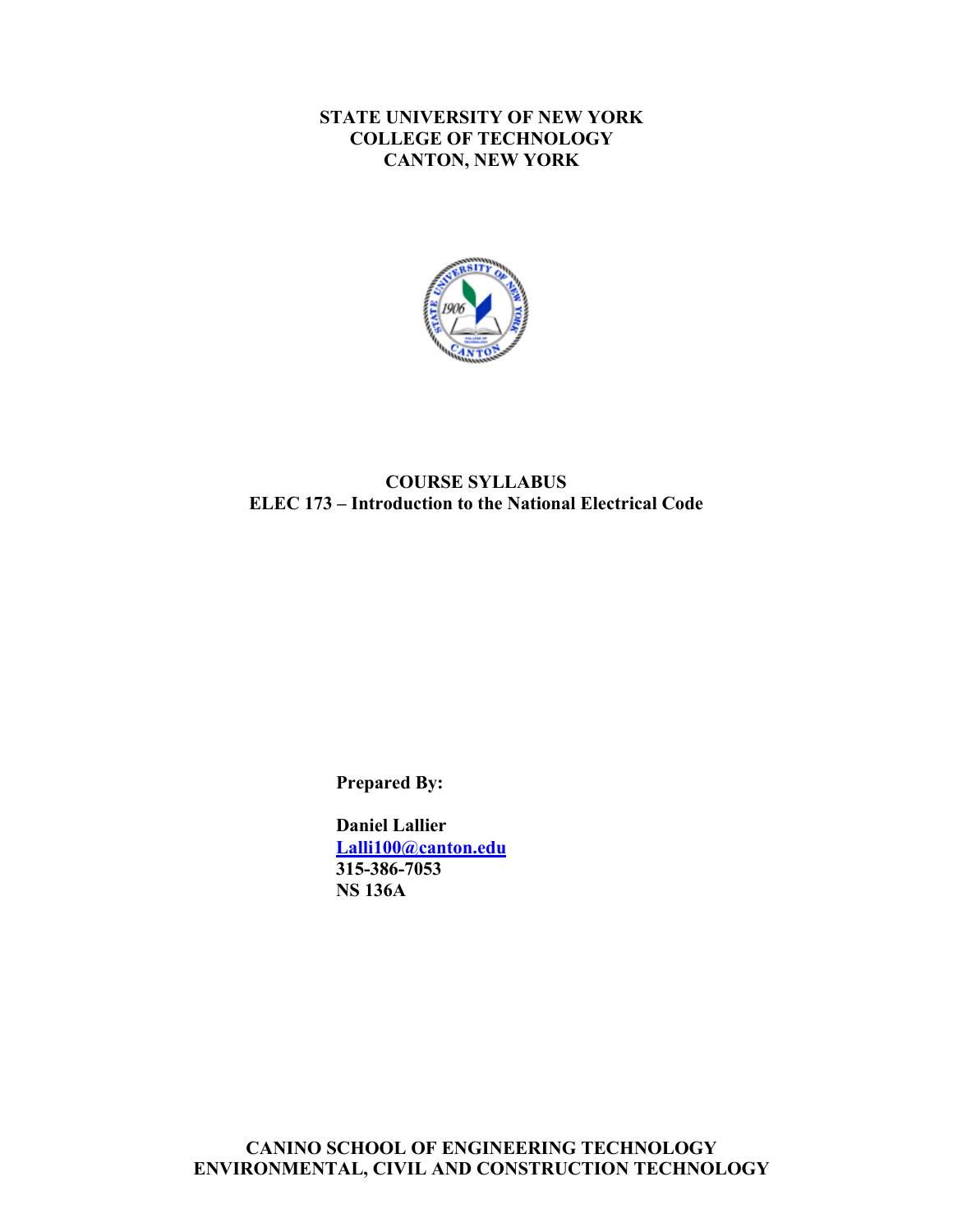**STATE UNIVERSITY OF NEW YORK**
**COLLEGE OF TECHNOLOGY**
**CANTON, NEW YORK**

# COURSE SYLLABUS
## ELEC 173 – Introduction to the National Electrical Code

**Prepared By:**

**Daniel Lallier**
**Lalli100@canton.edu**
**315-386-7053**
**NS 136A**

**CANINO SCHOOL OF ENGINEERING TECHNOLOGY**
**ENVIRONMENTAL, CIVIL AND CONSTRUCTION TECHNOLOGY**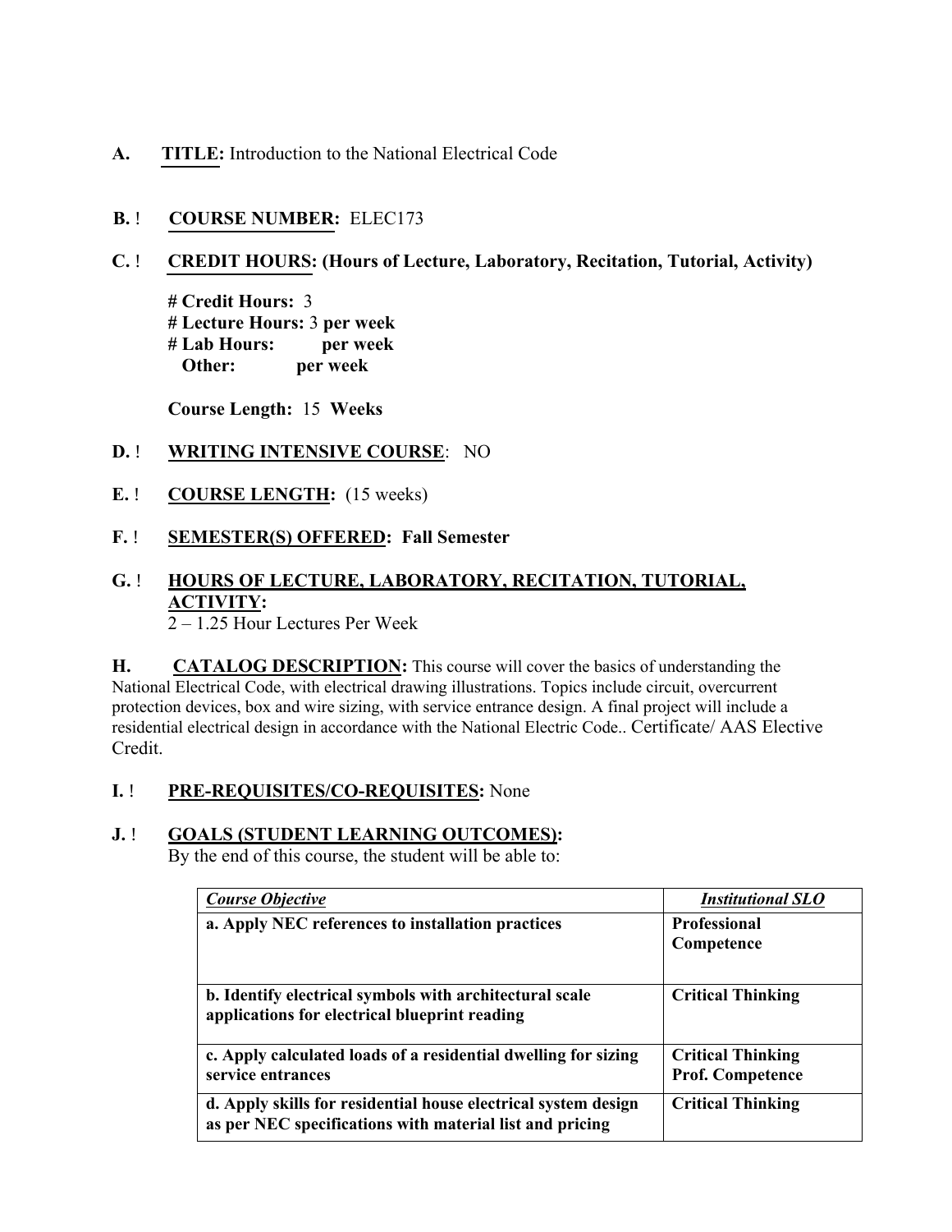**A. TITLE:** Introduction to the National Electrical Code

**B. ! COURSE NUMBER:** ELEC173

**C. ! CREDIT HOURS: (Hours of Lecture, Laboratory, Recitation, Tutorial, Activity)**

**# Credit Hours:** 3
**# Lecture Hours:** 3 **per week**
**# Lab Hours:** **per week**
**Other:** **per week**

**Course Length:** 15 **Weeks**

**D. ! WRITING INTENSIVE COURSE**: NO

**E. ! COURSE LENGTH:** (15 weeks)

**F. ! SEMESTER(S) OFFERED: Fall Semester**

**G. ! HOURS OF LECTURE, LABORATORY, RECITATION, TUTORIAL, ACTIVITY:**
2 – 1.25 Hour Lectures Per Week

**H. CATALOG DESCRIPTION:** This course will cover the basics of understanding the National Electrical Code, with electrical drawing illustrations. Topics include circuit, overcurrent protection devices, box and wire sizing, with service entrance design. A final project will include a residential electrical design in accordance with the National Electric Code.. Certificate/ AAS Elective Credit.

**I. ! PRE-REQUISITES/CO-REQUISITES:** None

**J. ! GOALS (STUDENT LEARNING OUTCOMES):**
By the end of this course, the student will be able to:

| *Course Objective* | *Institutional SLO* |
|---|---|
| **a. Apply NEC references to installation practices** | **Professional Competence** |
| **b. Identify electrical symbols with architectural scale applications for electrical blueprint reading** | **Critical Thinking** |
| **c. Apply calculated loads of a residential dwelling for sizing service entrances** | **Critical Thinking Prof. Competence** |
| **d. Apply skills for residential house electrical system design as per NEC specifications with material list and pricing** | **Critical Thinking** |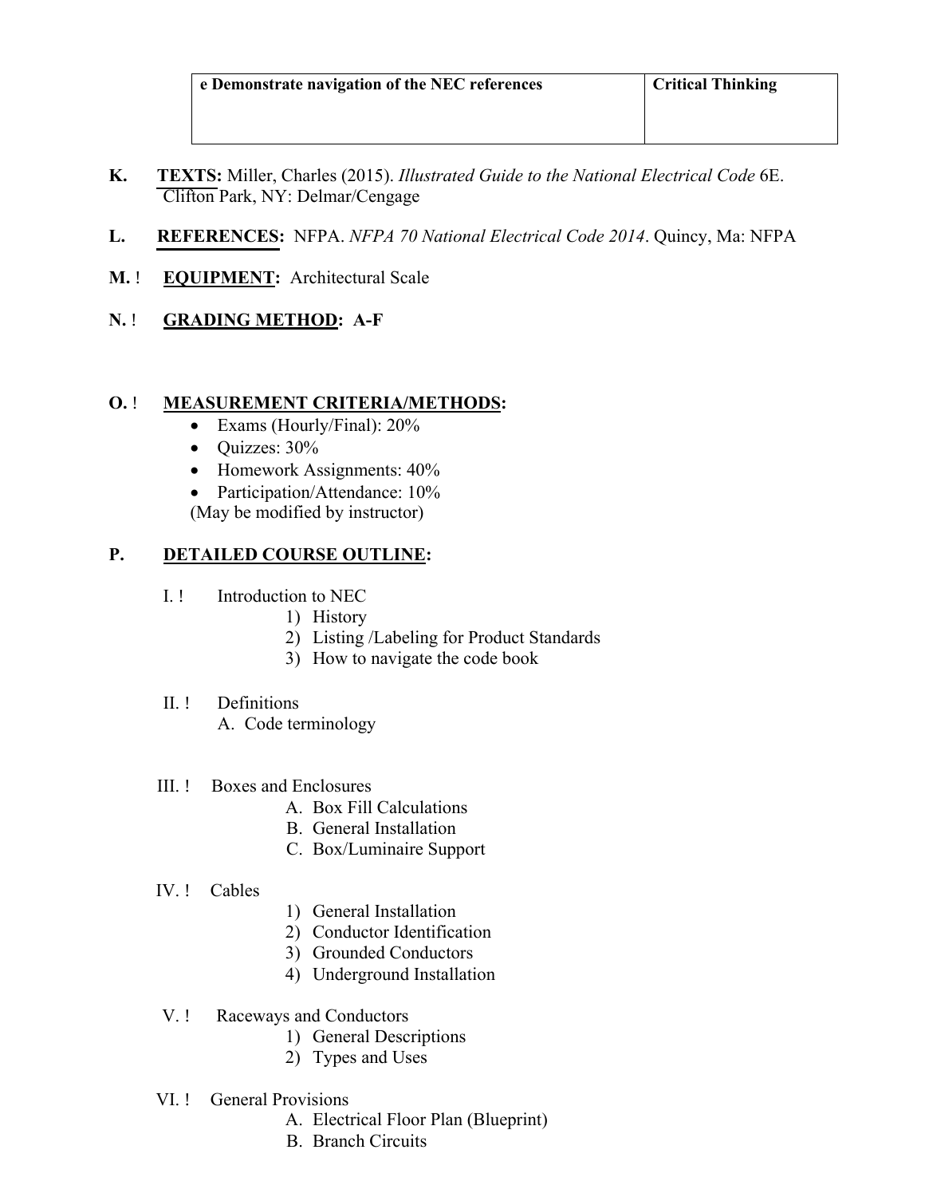| e Demonstrate navigation of the NEC references | Critical Thinking |
|---|---|

**K.** **TEXTS:** Miller, Charles (2015). *Illustrated Guide to the National Electrical Code* 6E. Clifton Park, NY: Delmar/Cengage

**L.** **REFERENCES:** NFPA. *NFPA 70 National Electrical Code 2014*. Quincy, Ma: NFPA

**M.** ! **EQUIPMENT:** Architectural Scale

**N.** ! **GRADING METHOD: A-F**

**O.** ! **MEASUREMENT CRITERIA/METHODS:**

- Exams (Hourly/Final): 20%
- Quizzes: 30%
- Homework Assignments: 40%
- Participation/Attendance: 10%

(May be modified by instructor)

**P.** **DETAILED COURSE OUTLINE:**

I. ! Introduction to NEC
   1) History
   2) Listing /Labeling for Product Standards
   3) How to navigate the code book

II. ! Definitions
   A. Code terminology

III. ! Boxes and Enclosures
   A. Box Fill Calculations
   B. General Installation
   C. Box/Luminaire Support

IV. ! Cables
   1) General Installation
   2) Conductor Identification
   3) Grounded Conductors
   4) Underground Installation

V. ! Raceways and Conductors
   1) General Descriptions
   2) Types and Uses

VI. ! General Provisions
   A. Electrical Floor Plan (Blueprint)
   B. Branch Circuits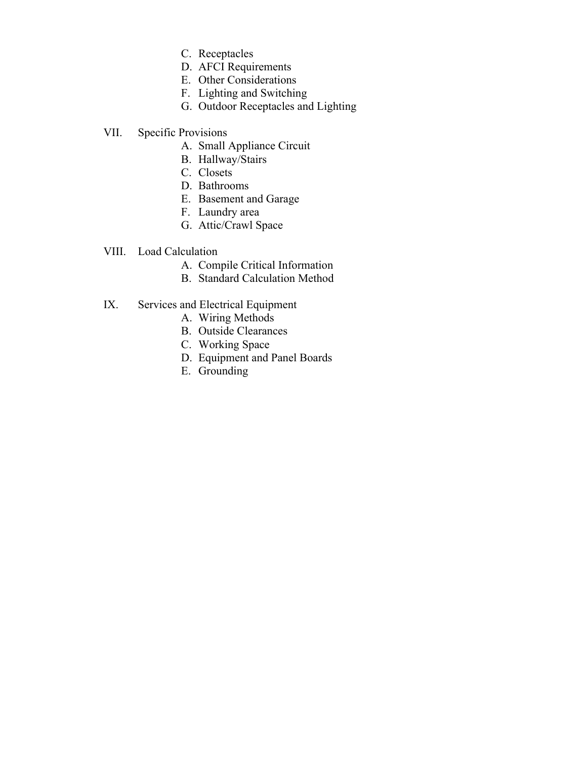C. Receptacles
D. AFCI Requirements
E. Other Considerations
F. Lighting and Switching
G. Outdoor Receptacles and Lighting

VII. Specific Provisions
A. Small Appliance Circuit
B. Hallway/Stairs
C. Closets
D. Bathrooms
E. Basement and Garage
F. Laundry area
G. Attic/Crawl Space

VIII. Load Calculation
A. Compile Critical Information
B. Standard Calculation Method

IX. Services and Electrical Equipment
A. Wiring Methods
B. Outside Clearances
C. Working Space
D. Equipment and Panel Boards
E. Grounding